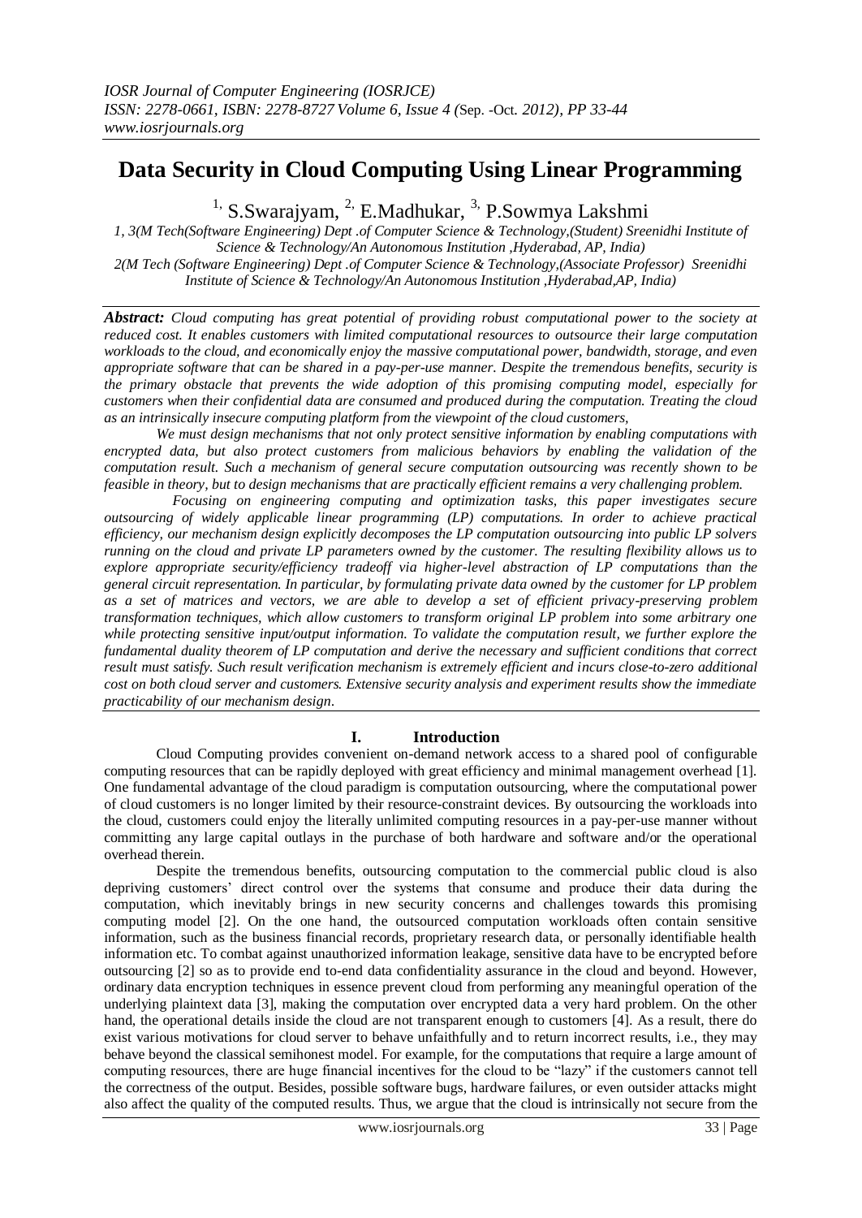# Data Security in Cloud Computing Using Linear Programming

[1,] S.Swarajyam, [2,] E.Madhukar, [3,] P.Sowmya Lakshmi

*1, 3(M Tech(Software Engineering) Dept .of Computer Science & Technology,(Student) Sreenidhi Institute of Science & Technology/An Autonomous Institution ,Hyderabad, AP, India)*
*2(M Tech (Software Engineering) Dept .of Computer Science & Technology,(Associate Professor) Sreenidhi Institute of Science & Technology/An Autonomous Institution ,Hyderabad,AP, India)*

***Abstract:*** *Cloud computing has great potential of providing robust computational power to the society at reduced cost. It enables customers with limited computational resources to outsource their large computation workloads to the cloud, and economically enjoy the massive computational power, bandwidth, storage, and even appropriate software that can be shared in a pay-per-use manner. Despite the tremendous benefits, security is the primary obstacle that prevents the wide adoption of this promising computing model, especially for customers when their confidential data are consumed and produced during the computation. Treating the cloud as an intrinsically insecure computing platform from the viewpoint of the cloud customers,*

*We must design mechanisms that not only protect sensitive information by enabling computations with encrypted data, but also protect customers from malicious behaviors by enabling the validation of the computation result. Such a mechanism of general secure computation outsourcing was recently shown to be feasible in theory, but to design mechanisms that are practically efficient remains a very challenging problem.*

*Focusing on engineering computing and optimization tasks, this paper investigates secure outsourcing of widely applicable linear programming (LP) computations. In order to achieve practical efficiency, our mechanism design explicitly decomposes the LP computation outsourcing into public LP solvers running on the cloud and private LP parameters owned by the customer. The resulting flexibility allows us to explore appropriate security/efficiency tradeoff via higher-level abstraction of LP computations than the general circuit representation. In particular, by formulating private data owned by the customer for LP problem as a set of matrices and vectors, we are able to develop a set of efficient privacy-preserving problem transformation techniques, which allow customers to transform original LP problem into some arbitrary one while protecting sensitive input/output information. To validate the computation result, we further explore the fundamental duality theorem of LP computation and derive the necessary and sufficient conditions that correct result must satisfy. Such result verification mechanism is extremely efficient and incurs close-to-zero additional cost on both cloud server and customers. Extensive security analysis and experiment results show the immediate practicability of our mechanism design.*

## I. Introduction

Cloud Computing provides convenient on-demand network access to a shared pool of configurable computing resources that can be rapidly deployed with great efficiency and minimal management overhead [1]. One fundamental advantage of the cloud paradigm is computation outsourcing, where the computational power of cloud customers is no longer limited by their resource-constraint devices. By outsourcing the workloads into the cloud, customers could enjoy the literally unlimited computing resources in a pay-per-use manner without committing any large capital outlays in the purchase of both hardware and software and/or the operational overhead therein.

Despite the tremendous benefits, outsourcing computation to the commercial public cloud is also depriving customers' direct control over the systems that consume and produce their data during the computation, which inevitably brings in new security concerns and challenges towards this promising computing model [2]. On the one hand, the outsourced computation workloads often contain sensitive information, such as the business financial records, proprietary research data, or personally identifiable health information etc. To combat against unauthorized information leakage, sensitive data have to be encrypted before outsourcing [2] so as to provide end to-end data confidentiality assurance in the cloud and beyond. However, ordinary data encryption techniques in essence prevent cloud from performing any meaningful operation of the underlying plaintext data [3], making the computation over encrypted data a very hard problem. On the other hand, the operational details inside the cloud are not transparent enough to customers [4]. As a result, there do exist various motivations for cloud server to behave unfaithfully and to return incorrect results, i.e., they may behave beyond the classical semihonest model. For example, for the computations that require a large amount of computing resources, there are huge financial incentives for the cloud to be "lazy" if the customers cannot tell the correctness of the output. Besides, possible software bugs, hardware failures, or even outsider attacks might also affect the quality of the computed results. Thus, we argue that the cloud is intrinsically not secure from the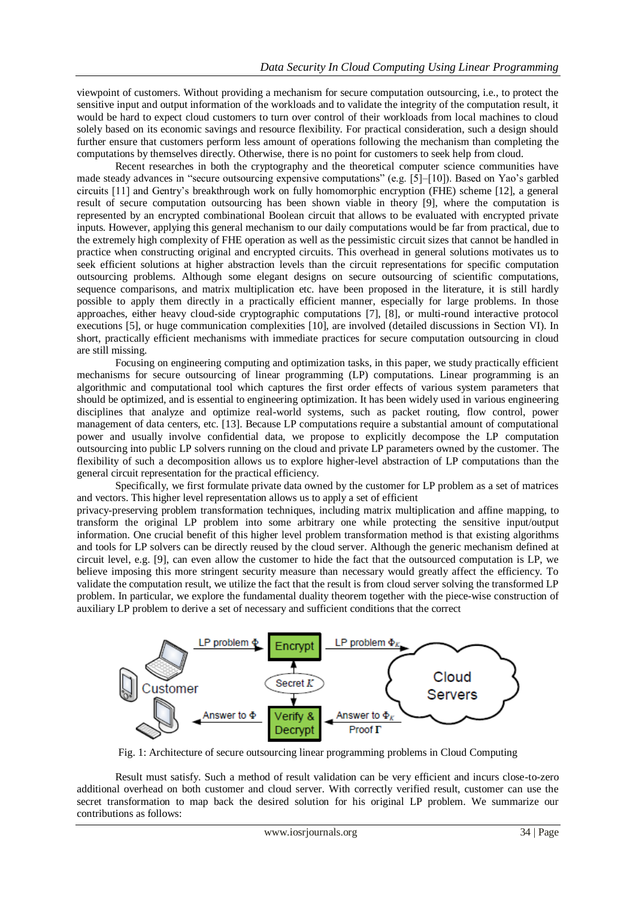viewpoint of customers. Without providing a mechanism for secure computation outsourcing, i.e., to protect the sensitive input and output information of the workloads and to validate the integrity of the computation result, it would be hard to expect cloud customers to turn over control of their workloads from local machines to cloud solely based on its economic savings and resource flexibility. For practical consideration, such a design should further ensure that customers perform less amount of operations following the mechanism than completing the computations by themselves directly. Otherwise, there is no point for customers to seek help from cloud.

Recent researches in both the cryptography and the theoretical computer science communities have made steady advances in "secure outsourcing expensive computations" (e.g. [5]–[10]). Based on Yao's garbled circuits [11] and Gentry's breakthrough work on fully homomorphic encryption (FHE) scheme [12], a general result of secure computation outsourcing has been shown viable in theory [9], where the computation is represented by an encrypted combinational Boolean circuit that allows to be evaluated with encrypted private inputs. However, applying this general mechanism to our daily computations would be far from practical, due to the extremely high complexity of FHE operation as well as the pessimistic circuit sizes that cannot be handled in practice when constructing original and encrypted circuits. This overhead in general solutions motivates us to seek efficient solutions at higher abstraction levels than the circuit representations for specific computation outsourcing problems. Although some elegant designs on secure outsourcing of scientific computations, sequence comparisons, and matrix multiplication etc. have been proposed in the literature, it is still hardly possible to apply them directly in a practically efficient manner, especially for large problems. In those approaches, either heavy cloud-side cryptographic computations [7], [8], or multi-round interactive protocol executions [5], or huge communication complexities [10], are involved (detailed discussions in Section VI). In short, practically efficient mechanisms with immediate practices for secure computation outsourcing in cloud are still missing.

Focusing on engineering computing and optimization tasks, in this paper, we study practically efficient mechanisms for secure outsourcing of linear programming (LP) computations. Linear programming is an algorithmic and computational tool which captures the first order effects of various system parameters that should be optimized, and is essential to engineering optimization. It has been widely used in various engineering disciplines that analyze and optimize real-world systems, such as packet routing, flow control, power management of data centers, etc. [13]. Because LP computations require a substantial amount of computational power and usually involve confidential data, we propose to explicitly decompose the LP computation outsourcing into public LP solvers running on the cloud and private LP parameters owned by the customer. The flexibility of such a decomposition allows us to explore higher-level abstraction of LP computations than the general circuit representation for the practical efficiency.

Specifically, we first formulate private data owned by the customer for LP problem as a set of matrices and vectors. This higher level representation allows us to apply a set of efficient privacy-preserving problem transformation techniques, including matrix multiplication and affine mapping, to transform the original LP problem into some arbitrary one while protecting the sensitive input/output information. One crucial benefit of this higher level problem transformation method is that existing algorithms and tools for LP solvers can be directly reused by the cloud server. Although the generic mechanism defined at circuit level, e.g. [9], can even allow the customer to hide the fact that the outsourced computation is LP, we believe imposing this more stringent security measure than necessary would greatly affect the efficiency. To validate the computation result, we utilize the fact that the result is from cloud server solving the transformed LP problem. In particular, we explore the fundamental duality theorem together with the piece-wise construction of auxiliary LP problem to derive a set of necessary and sufficient conditions that the correct

Fig. 1: Architecture of secure outsourcing linear programming problems in Cloud Computing

Result must satisfy. Such a method of result validation can be very efficient and incurs close-to-zero additional overhead on both customer and cloud server. With correctly verified result, customer can use the secret transformation to map back the desired solution for his original LP problem. We summarize our contributions as follows: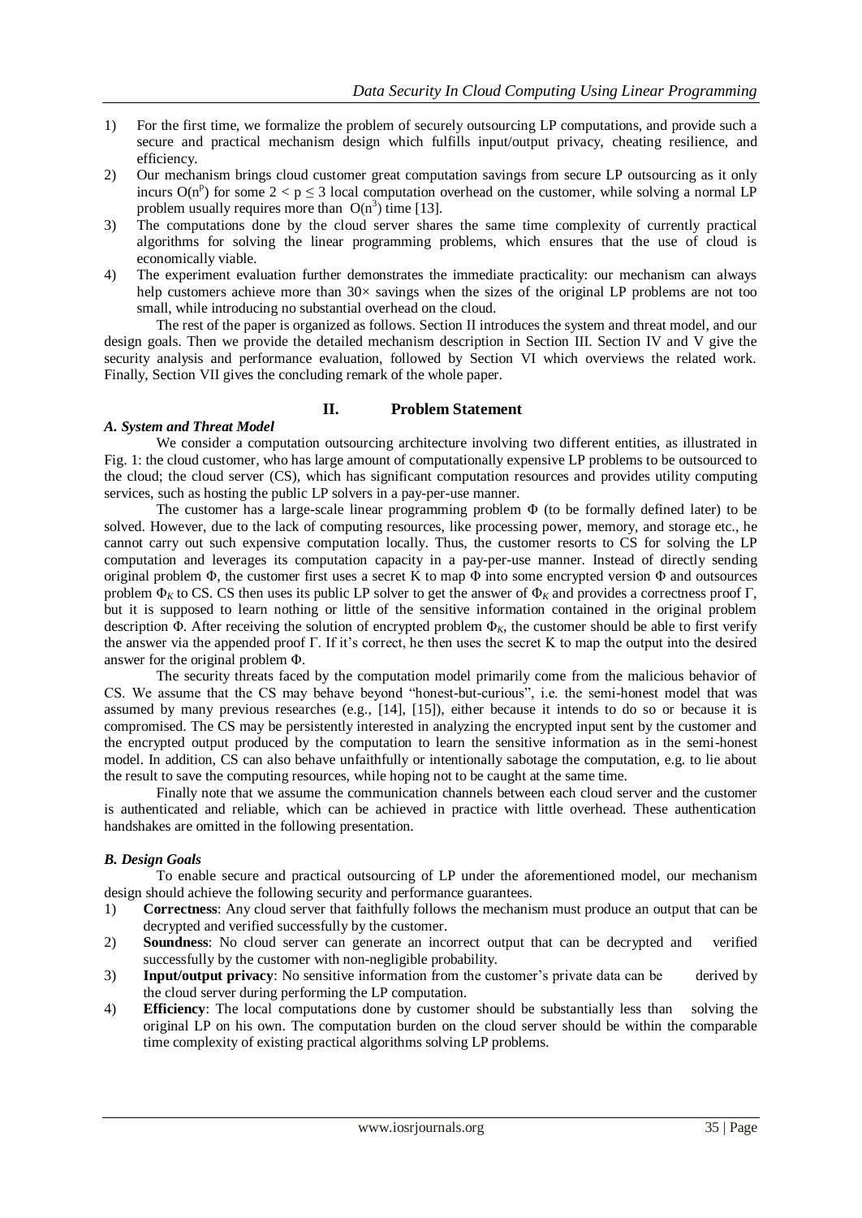1) For the first time, we formalize the problem of securely outsourcing LP computations, and provide such a secure and practical mechanism design which fulfills input/output privacy, cheating resilience, and efficiency.
2) Our mechanism brings cloud customer great computation savings from secure LP outsourcing as it only incurs $O(n^p)$ for some $2 < p \leq 3$ local computation overhead on the customer, while solving a normal LP problem usually requires more than $O(n^3)$ time [13].
3) The computations done by the cloud server shares the same time complexity of currently practical algorithms for solving the linear programming problems, which ensures that the use of cloud is economically viable.
4) The experiment evaluation further demonstrates the immediate practicality: our mechanism can always help customers achieve more than 30× savings when the sizes of the original LP problems are not too small, while introducing no substantial overhead on the cloud.

The rest of the paper is organized as follows. Section II introduces the system and threat model, and our design goals. Then we provide the detailed mechanism description in Section III. Section IV and V give the security analysis and performance evaluation, followed by Section VI which overviews the related work. Finally, Section VII gives the concluding remark of the whole paper.

## II. Problem Statement

### *A. System and Threat Model*

We consider a computation outsourcing architecture involving two different entities, as illustrated in Fig. 1: the cloud customer, who has large amount of computationally expensive LP problems to be outsourced to the cloud; the cloud server (CS), which has significant computation resources and provides utility computing services, such as hosting the public LP solvers in a pay-per-use manner.

The customer has a large-scale linear programming problem $\Phi$ (to be formally defined later) to be solved. However, due to the lack of computing resources, like processing power, memory, and storage etc., he cannot carry out such expensive computation locally. Thus, the customer resorts to CS for solving the LP computation and leverages its computation capacity in a pay-per-use manner. Instead of directly sending original problem $\Phi$, the customer first uses a secret K to map $\Phi$ into some encrypted version $\Phi$ and outsources problem $\Phi_K$ to CS. CS then uses its public LP solver to get the answer of $\Phi_K$ and provides a correctness proof $\Gamma$, but it is supposed to learn nothing or little of the sensitive information contained in the original problem description $\Phi$. After receiving the solution of encrypted problem $\Phi_K$, the customer should be able to first verify the answer via the appended proof $\Gamma$. If it's correct, he then uses the secret K to map the output into the desired answer for the original problem $\Phi$.

The security threats faced by the computation model primarily come from the malicious behavior of CS. We assume that the CS may behave beyond "honest-but-curious", i.e. the semi-honest model that was assumed by many previous researches (e.g., [14], [15]), either because it intends to do so or because it is compromised. The CS may be persistently interested in analyzing the encrypted input sent by the customer and the encrypted output produced by the computation to learn the sensitive information as in the semi-honest model. In addition, CS can also behave unfaithfully or intentionally sabotage the computation, e.g. to lie about the result to save the computing resources, while hoping not to be caught at the same time.

Finally note that we assume the communication channels between each cloud server and the customer is authenticated and reliable, which can be achieved in practice with little overhead. These authentication handshakes are omitted in the following presentation.

### *B. Design Goals*

To enable secure and practical outsourcing of LP under the aforementioned model, our mechanism design should achieve the following security and performance guarantees.

1) **Correctness**: Any cloud server that faithfully follows the mechanism must produce an output that can be decrypted and verified successfully by the customer.
2) **Soundness**: No cloud server can generate an incorrect output that can be decrypted and verified successfully by the customer with non-negligible probability.
3) **Input/output privacy**: No sensitive information from the customer's private data can be derived by the cloud server during performing the LP computation.
4) **Efficiency**: The local computations done by customer should be substantially less than solving the original LP on his own. The computation burden on the cloud server should be within the comparable time complexity of existing practical algorithms solving LP problems.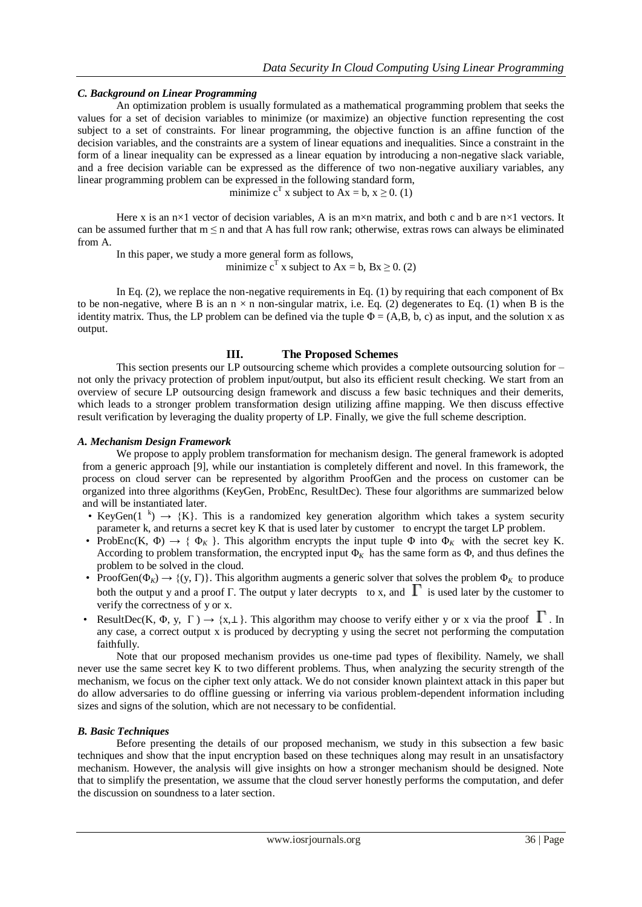### *C. Background on Linear Programming*

An optimization problem is usually formulated as a mathematical programming problem that seeks the values for a set of decision variables to minimize (or maximize) an objective function representing the cost subject to a set of constraints. For linear programming, the objective function is an affine function of the decision variables, and the constraints are a system of linear equations and inequalities. Since a constraint in the form of a linear inequality can be expressed as a linear equation by introducing a non-negative slack variable, and a free decision variable can be expressed as the difference of two non-negative auxiliary variables, any linear programming problem can be expressed in the following standard form,

$$\text{minimize } c^T x \text{ subject to } Ax = b,\ x \geq 0. \ (1)$$

Here x is an n×1 vector of decision variables, A is an m×n matrix, and both c and b are n×1 vectors. It can be assumed further that $m \leq n$ and that A has full row rank; otherwise, extras rows can always be eliminated from A.

In this paper, we study a more general form as follows,

$$\text{minimize } c^T x \text{ subject to } Ax = b,\ Bx \geq 0. \ (2)$$

In Eq. (2), we replace the non-negative requirements in Eq. (1) by requiring that each component of Bx to be non-negative, where B is an $n \times n$ non-singular matrix, i.e. Eq. (2) degenerates to Eq. (1) when B is the identity matrix. Thus, the LP problem can be defined via the tuple $\Phi = (A,B, b, c)$ as input, and the solution x as output.

## III. The Proposed Schemes

This section presents our LP outsourcing scheme which provides a complete outsourcing solution for – not only the privacy protection of problem input/output, but also its efficient result checking. We start from an overview of secure LP outsourcing design framework and discuss a few basic techniques and their demerits, which leads to a stronger problem transformation design utilizing affine mapping. We then discuss effective result verification by leveraging the duality property of LP. Finally, we give the full scheme description.

### *A. Mechanism Design Framework*

We propose to apply problem transformation for mechanism design. The general framework is adopted from a generic approach [9], while our instantiation is completely different and novel. In this framework, the process on cloud server can be represented by algorithm ProofGen and the process on customer can be organized into three algorithms (KeyGen, ProbEnc, ResultDec). These four algorithms are summarized below and will be instantiated later.

- KeyGen($1^k$) → {K}. This is a randomized key generation algorithm which takes a system security parameter k, and returns a secret key K that is used later by customer to encrypt the target LP problem.
- ProbEnc(K, Φ) → { $\Phi_K$ }. This algorithm encrypts the input tuple Φ into $\Phi_K$ with the secret key K. According to problem transformation, the encrypted input $\Phi_K$ has the same form as Φ, and thus defines the problem to be solved in the cloud.
- ProofGen($\Phi_K$) → {(y, Γ)}. This algorithm augments a generic solver that solves the problem $\Phi_K$ to produce both the output y and a proof Γ. The output y later decrypts to x, and Γ is used later by the customer to verify the correctness of y or x.
- ResultDec(K, Φ, y, Γ ) → {x,⊥}. This algorithm may choose to verify either y or x via the proof Γ. In any case, a correct output x is produced by decrypting y using the secret not performing the computation faithfully.

Note that our proposed mechanism provides us one-time pad types of flexibility. Namely, we shall never use the same secret key K to two different problems. Thus, when analyzing the security strength of the mechanism, we focus on the cipher text only attack. We do not consider known plaintext attack in this paper but do allow adversaries to do offline guessing or inferring via various problem-dependent information including sizes and signs of the solution, which are not necessary to be confidential.

### *B. Basic Techniques*

Before presenting the details of our proposed mechanism, we study in this subsection a few basic techniques and show that the input encryption based on these techniques along may result in an unsatisfactory mechanism. However, the analysis will give insights on how a stronger mechanism should be designed. Note that to simplify the presentation, we assume that the cloud server honestly performs the computation, and defer the discussion on soundness to a later section.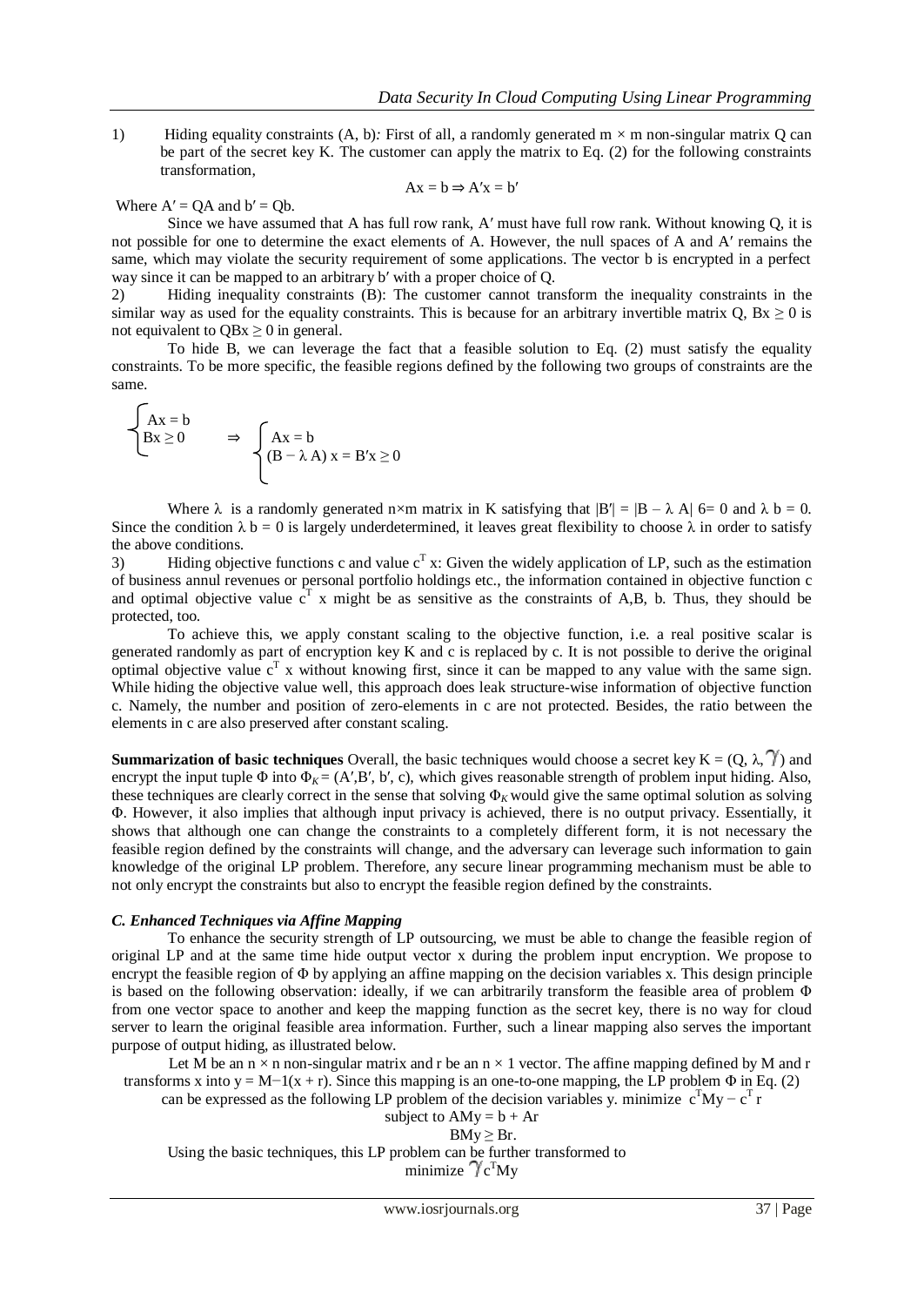1) Hiding equality constraints (A, b)*:* First of all, a randomly generated $m \times m$ non-singular matrix Q can be part of the secret key K. The customer can apply the matrix to Eq. (2) for the following constraints transformation,

$$Ax = b \Rightarrow A'x = b'$$

Where $A' = QA$ and $b' = Qb$.

Since we have assumed that A has full row rank, A′ must have full row rank. Without knowing Q, it is not possible for one to determine the exact elements of A. However, the null spaces of A and A′ remains the same, which may violate the security requirement of some applications. The vector b is encrypted in a perfect way since it can be mapped to an arbitrary b′ with a proper choice of Q.

2) Hiding inequality constraints (B): The customer cannot transform the inequality constraints in the similar way as used for the equality constraints. This is because for an arbitrary invertible matrix Q, $Bx \geq 0$ is not equivalent to $QBx \geq 0$ in general.

To hide B, we can leverage the fact that a feasible solution to Eq. (2) must satisfy the equality constraints. To be more specific, the feasible regions defined by the following two groups of constraints are the same.

$$\begin{cases} Ax = b \\ Bx \geq 0 \end{cases} \Rightarrow \begin{cases} Ax = b \\ (B - \lambda A)\, x = B'x \geq 0 \end{cases}$$

Where λ is a randomly generated n×m matrix in K satisfying that $|B'| = |B - \lambda A|$ 6= 0 and $\lambda b = 0$. Since the condition $\lambda b = 0$ is largely underdetermined, it leaves great flexibility to choose λ in order to satisfy the above conditions.

3) Hiding objective functions c and value $c^T x$: Given the widely application of LP, such as the estimation of business annul revenues or personal portfolio holdings etc., the information contained in objective function c and optimal objective value $c^T x$ might be as sensitive as the constraints of A,B, b. Thus, they should be protected, too.

To achieve this, we apply constant scaling to the objective function, i.e. a real positive scalar is generated randomly as part of encryption key K and c is replaced by c. It is not possible to derive the original optimal objective value $c^T x$ without knowing first, since it can be mapped to any value with the same sign. While hiding the objective value well, this approach does leak structure-wise information of objective function c. Namely, the number and position of zero-elements in c are not protected. Besides, the ratio between the elements in c are also preserved after constant scaling.

**Summarization of basic techniques** Overall, the basic techniques would choose a secret key $K = (Q, \lambda, \gamma)$ and encrypt the input tuple $\Phi$ into $\Phi_K = (A', B', b', c)$, which gives reasonable strength of problem input hiding. Also, these techniques are clearly correct in the sense that solving $\Phi_K$ would give the same optimal solution as solving $\Phi$. However, it also implies that although input privacy is achieved, there is no output privacy. Essentially, it shows that although one can change the constraints to a completely different form, it is not necessary the feasible region defined by the constraints will change, and the adversary can leverage such information to gain knowledge of the original LP problem. Therefore, any secure linear programming mechanism must be able to not only encrypt the constraints but also to encrypt the feasible region defined by the constraints.

### *C. Enhanced Techniques via Affine Mapping*

To enhance the security strength of LP outsourcing, we must be able to change the feasible region of original LP and at the same time hide output vector x during the problem input encryption. We propose to encrypt the feasible region of Φ by applying an affine mapping on the decision variables x. This design principle is based on the following observation: ideally, if we can arbitrarily transform the feasible area of problem Φ from one vector space to another and keep the mapping function as the secret key, there is no way for cloud server to learn the original feasible area information. Further, such a linear mapping also serves the important purpose of output hiding, as illustrated below.

Let M be an $n \times n$ non-singular matrix and r be an $n \times 1$ vector. The affine mapping defined by M and r transforms x into $y = M-1(x + r)$. Since this mapping is an one-to-one mapping, the LP problem Φ in Eq. (2) can be expressed as the following LP problem of the decision variables y. minimize $c^T My - c^T r$

subject to $AMy = b + Ar$

$BMy \geq Br.$

Using the basic techniques, this LP problem can be further transformed to

minimize $\gamma c^T My$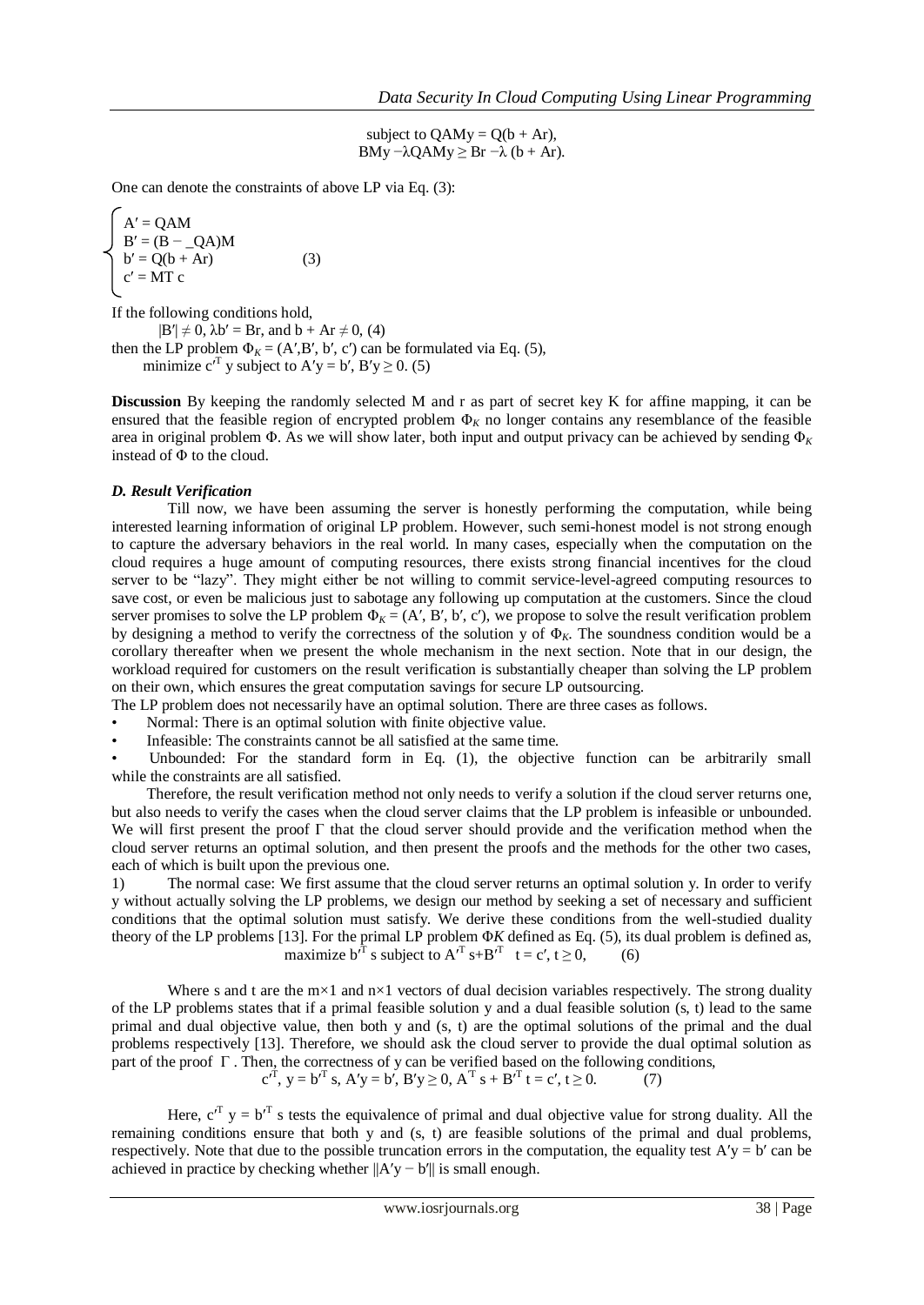$$\text{subject to } QAMy = Q(b + Ar),$$
$$BMy - \lambda QAMy \geq Br - \lambda (b + Ar).$$

One can denote the constraints of above LP via Eq. (3):

$$\begin{cases} A' = QAM \\ B' = (B - \_QA)M \\ b' = Q(b + Ar) \\ c' = MT\ c \end{cases} \quad (3)$$

If the following conditions hold,

$|B'| \neq 0$, $\lambda b' = Br$, and $b + Ar \neq 0$, (4)

then the LP problem $\Phi_K = (A', B', b', c')$ can be formulated via Eq. (5),

minimize $c'^T y$ subject to $A'y = b'$, $B'y \geq 0$. (5)

**Discussion** By keeping the randomly selected M and r as part of secret key K for affine mapping, it can be ensured that the feasible region of encrypted problem $\Phi_K$ no longer contains any resemblance of the feasible area in original problem $\Phi$. As we will show later, both input and output privacy can be achieved by sending $\Phi_K$ instead of $\Phi$ to the cloud.

***D. Result Verification***

Till now, we have been assuming the server is honestly performing the computation, while being interested learning information of original LP problem. However, such semi-honest model is not strong enough to capture the adversary behaviors in the real world. In many cases, especially when the computation on the cloud requires a huge amount of computing resources, there exists strong financial incentives for the cloud server to be "lazy". They might either be not willing to commit service-level-agreed computing resources to save cost, or even be malicious just to sabotage any following up computation at the customers. Since the cloud server promises to solve the LP problem $\Phi_K = (A', B', b', c')$, we propose to solve the result verification problem by designing a method to verify the correctness of the solution y of $\Phi_K$. The soundness condition would be a corollary thereafter when we present the whole mechanism in the next section. Note that in our design, the workload required for customers on the result verification is substantially cheaper than solving the LP problem on their own, which ensures the great computation savings for secure LP outsourcing.

The LP problem does not necessarily have an optimal solution. There are three cases as follows.

- Normal: There is an optimal solution with finite objective value.
- Infeasible: The constraints cannot be all satisfied at the same time.
- Unbounded: For the standard form in Eq. (1), the objective function can be arbitrarily small while the constraints are all satisfied.

Therefore, the result verification method not only needs to verify a solution if the cloud server returns one, but also needs to verify the cases when the cloud server claims that the LP problem is infeasible or unbounded. We will first present the proof $\Gamma$ that the cloud server should provide and the verification method when the cloud server returns an optimal solution, and then present the proofs and the methods for the other two cases, each of which is built upon the previous one.

1) The normal case: We first assume that the cloud server returns an optimal solution y. In order to verify y without actually solving the LP problems, we design our method by seeking a set of necessary and sufficient conditions that the optimal solution must satisfy. We derive these conditions from the well-studied duality theory of the LP problems [13]. For the primal LP problem $\Phi K$ defined as Eq. (5), its dual problem is defined as,

$$\text{maximize } b'^T s \text{ subject to } A'^T s + B'^T t = c', \; t \geq 0, \quad (6)$$

Where s and t are the m×1 and n×1 vectors of dual decision variables respectively. The strong duality of the LP problems states that if a primal feasible solution y and a dual feasible solution (s, t) lead to the same primal and dual objective value, then both y and (s, t) are the optimal solutions of the primal and the dual problems respectively [13]. Therefore, we should ask the cloud server to provide the dual optimal solution as part of the proof $\Gamma$. Then, the correctness of y can be verified based on the following conditions,

$$c'^T, \; y = b'^T s, \; A'y = b', \; B'y \geq 0, \; A'^T s + B'^T t = c', \; t \geq 0. \quad (7)$$

Here, $c'^T y = b'^T s$ tests the equivalence of primal and dual objective value for strong duality. All the remaining conditions ensure that both y and (s, t) are feasible solutions of the primal and dual problems, respectively. Note that due to the possible truncation errors in the computation, the equality test $A'y = b'$ can be achieved in practice by checking whether $\|A'y - b'\|$ is small enough.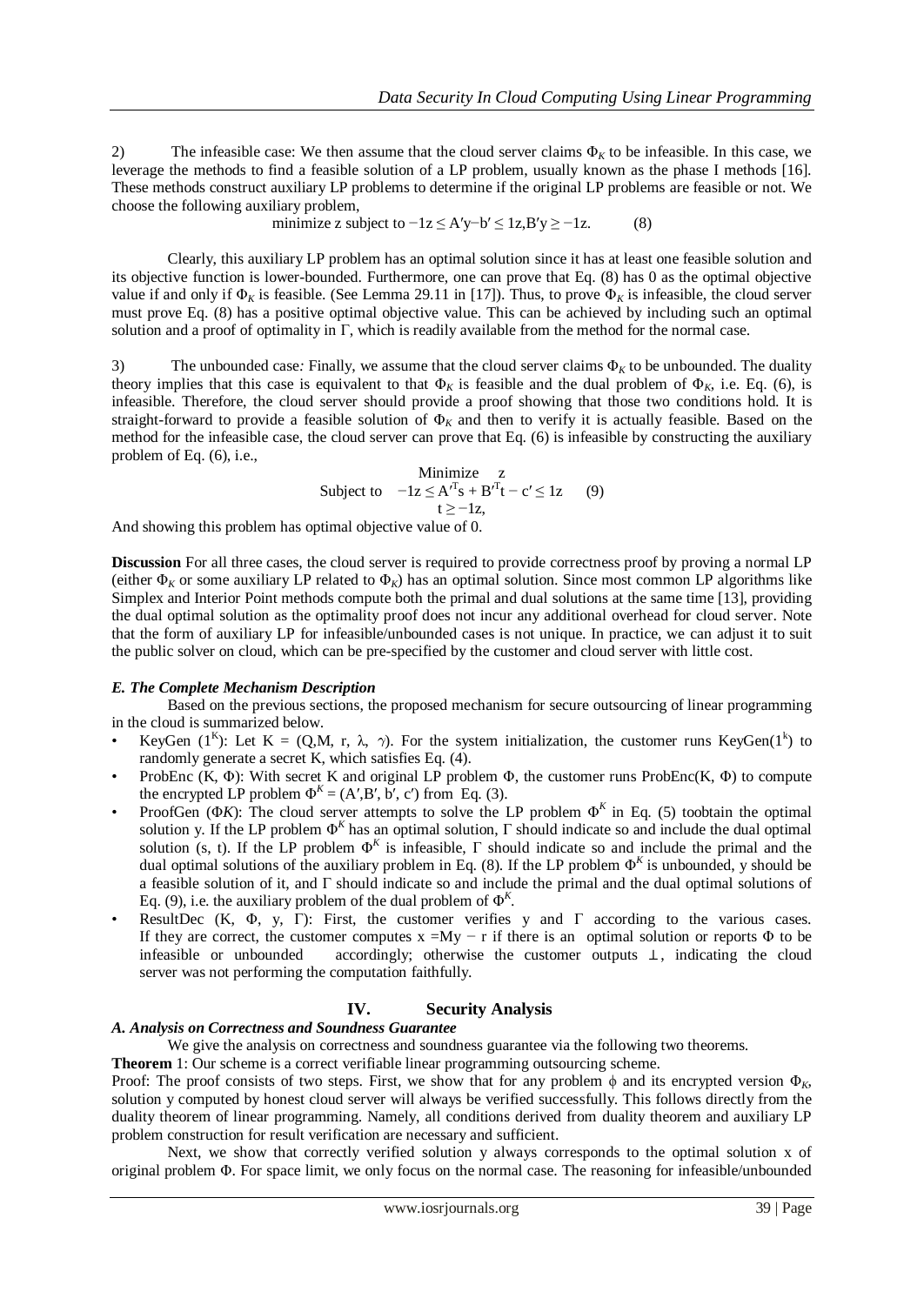2) The infeasible case: We then assume that the cloud server claims $\Phi_K$ to be infeasible. In this case, we leverage the methods to find a feasible solution of a LP problem, usually known as the phase I methods [16]. These methods construct auxiliary LP problems to determine if the original LP problems are feasible or not. We choose the following auxiliary problem,

$$\text{minimize } z \text{ subject to } -1z \leq A'y - b' \leq 1z, B'y \geq -1z. \qquad (8)$$

Clearly, this auxiliary LP problem has an optimal solution since it has at least one feasible solution and its objective function is lower-bounded. Furthermore, one can prove that Eq. (8) has 0 as the optimal objective value if and only if $\Phi_K$ is feasible. (See Lemma 29.11 in [17]). Thus, to prove $\Phi_K$ is infeasible, the cloud server must prove Eq. (8) has a positive optimal objective value. This can be achieved by including such an optimal solution and a proof of optimality in Γ, which is readily available from the method for the normal case.

3) The unbounded case*:* Finally, we assume that the cloud server claims $\Phi_K$ to be unbounded. The duality theory implies that this case is equivalent to that $\Phi_K$ is feasible and the dual problem of $\Phi_K$, i.e. Eq. (6), is infeasible. Therefore, the cloud server should provide a proof showing that those two conditions hold. It is straight-forward to provide a feasible solution of $\Phi_K$ and then to verify it is actually feasible. Based on the method for the infeasible case, the cloud server can prove that Eq. (6) is infeasible by constructing the auxiliary problem of Eq. (6), i.e.,

$$\begin{aligned} &\text{Minimize} \quad z \\ &\text{Subject to} \quad -1z \leq A'^T s + B'^T t - c' \leq 1z \qquad (9) \\ &\qquad\qquad t \geq -1z, \end{aligned}$$

And showing this problem has optimal objective value of 0.

**Discussion** For all three cases, the cloud server is required to provide correctness proof by proving a normal LP (either $\Phi_K$ or some auxiliary LP related to $\Phi_K$) has an optimal solution. Since most common LP algorithms like Simplex and Interior Point methods compute both the primal and dual solutions at the same time [13], providing the dual optimal solution as the optimality proof does not incur any additional overhead for cloud server. Note that the form of auxiliary LP for infeasible/unbounded cases is not unique. In practice, we can adjust it to suit the public solver on cloud, which can be pre-specified by the customer and cloud server with little cost.

### *E. The Complete Mechanism Description*

Based on the previous sections, the proposed mechanism for secure outsourcing of linear programming in the cloud is summarized below.

- KeyGen ($1^K$): Let K = (Q,M, r, λ, γ). For the system initialization, the customer runs KeyGen($1^k$) to randomly generate a secret K, which satisfies Eq. (4).
- ProbEnc (K, Φ): With secret K and original LP problem Φ, the customer runs ProbEnc(K, Φ) to compute the encrypted LP problem $\Phi^K = (A', B', b', c')$ from Eq. (3).
- ProofGen (Φ*K*): The cloud server attempts to solve the LP problem $\Phi^K$ in Eq. (5) toobtain the optimal solution y. If the LP problem $\Phi^K$ has an optimal solution, Γ should indicate so and include the dual optimal solution (s, t). If the LP problem $\Phi^K$ is infeasible, Γ should indicate so and include the primal and the dual optimal solutions of the auxiliary problem in Eq. (8). If the LP problem $\Phi^K$ is unbounded, y should be a feasible solution of it, and Γ should indicate so and include the primal and the dual optimal solutions of Eq. (9), i.e. the auxiliary problem of the dual problem of $\Phi^K$.
- ResultDec (K, Φ, y, Γ): First, the customer verifies y and Γ according to the various cases. If they are correct, the customer computes $x = My - r$ if there is an optimal solution or reports Φ to be infeasible or unbounded accordingly; otherwise the customer outputs ⊥, indicating the cloud server was not performing the computation faithfully.

## IV. Security Analysis

### *A. Analysis on Correctness and Soundness Guarantee*

We give the analysis on correctness and soundness guarantee via the following two theorems.

**Theorem** 1: Our scheme is a correct verifiable linear programming outsourcing scheme.

Proof: The proof consists of two steps. First, we show that for any problem ϕ and its encrypted version $\Phi_K$, solution y computed by honest cloud server will always be verified successfully. This follows directly from the duality theorem of linear programming. Namely, all conditions derived from duality theorem and auxiliary LP problem construction for result verification are necessary and sufficient.

Next, we show that correctly verified solution y always corresponds to the optimal solution x of original problem Φ. For space limit, we only focus on the normal case. The reasoning for infeasible/unbounded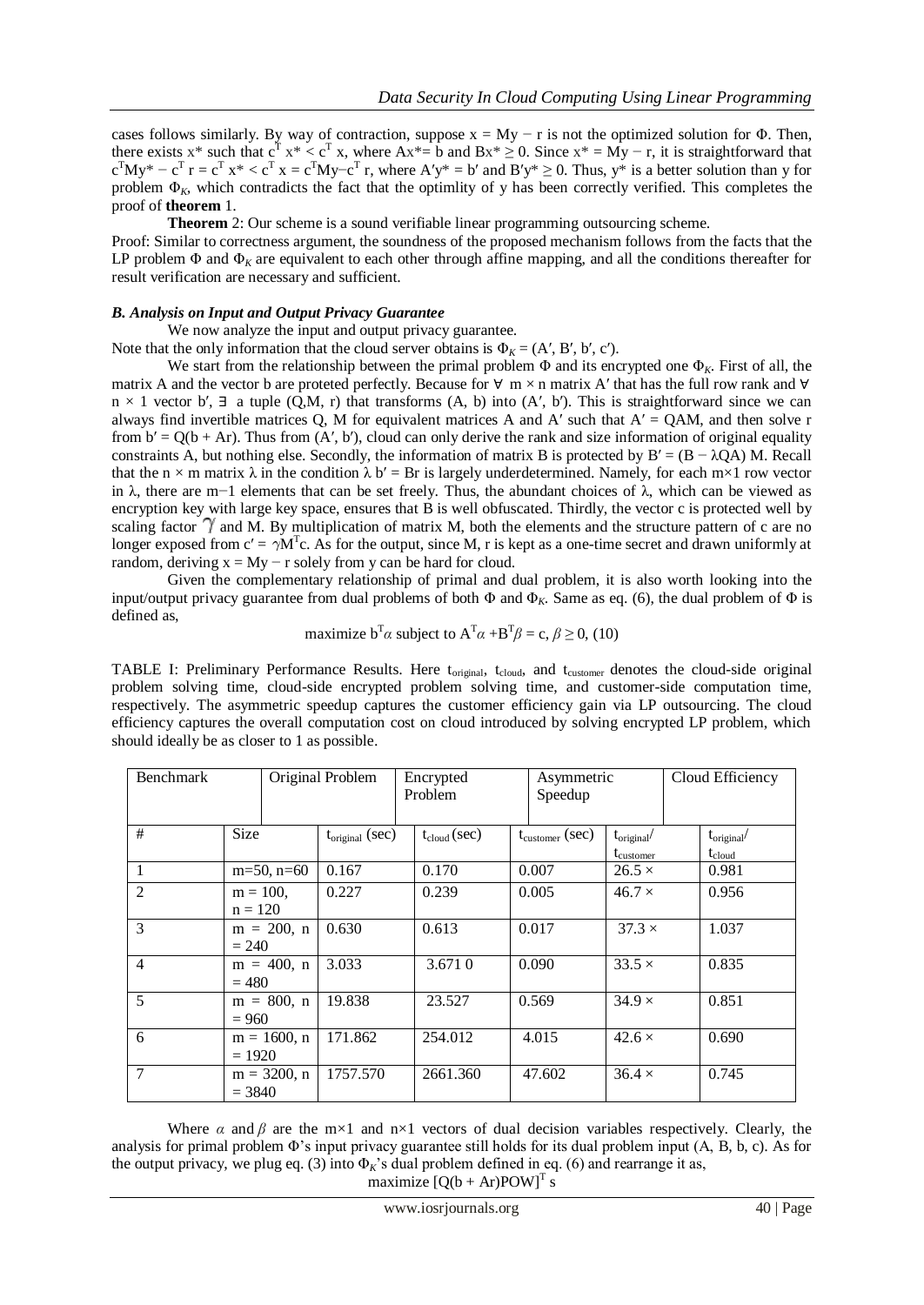cases follows similarly. By way of contraction, suppose $x = My - r$ is not the optimized solution for $\Phi$. Then, there exists $x^*$ such that $c^T x^* < c^T x$, where $Ax^* = b$ and $Bx^* \geq 0$. Since $x^* = My - r$, it is straightforward that $c^T My^* - c^T r = c^T x^* < c^T x = c^T My - c^T r$, where $A'y^* = b'$ and $B'y^* \geq 0$. Thus, $y^*$ is a better solution than y for problem $\Phi_K$, which contradicts the fact that the optimlity of y has been correctly verified. This completes the proof of **theorem** 1.

**Theorem** 2: Our scheme is a sound verifiable linear programming outsourcing scheme.

Proof: Similar to correctness argument, the soundness of the proposed mechanism follows from the facts that the LP problem $\Phi$ and $\Phi_K$ are equivalent to each other through affine mapping, and all the conditions thereafter for result verification are necessary and sufficient.

### *B. Analysis on Input and Output Privacy Guarantee*

We now analyze the input and output privacy guarantee.

Note that the only information that the cloud server obtains is $\Phi_K = (A', B', b', c')$.

We start from the relationship between the primal problem $\Phi$ and its encrypted one $\Phi_K$. First of all, the matrix A and the vector b are proteted perfectly. Because for $\forall$ $m \times n$ matrix $A'$ that has the full row rank and $\forall$ $n \times 1$ vector $b'$, $\exists$ a tuple $(Q, M, r)$ that transforms $(A, b)$ into $(A', b')$. This is straightforward since we can always find invertible matrices Q, M for equivalent matrices A and $A'$ such that $A' = QAM$, and then solve r from $b' = Q(b + Ar)$. Thus from $(A', b')$, cloud can only derive the rank and size information of original equality constraints A, but nothing else. Secondly, the information of matrix B is protected by $B' = (B - \lambda QA) M$. Recall that the $n \times m$ matrix $\lambda$ in the condition $\lambda b' = Br$ is largely underdetermined. Namely, for each $m \times 1$ row vector in $\lambda$, there are $m-1$ elements that can be set freely. Thus, the abundant choices of $\lambda$, which can be viewed as encryption key with large key space, ensures that B is well obfuscated. Thirdly, the vector c is protected well by scaling factor $\gamma$ and M. By multiplication of matrix M, both the elements and the structure pattern of c are no longer exposed from $c' = \gamma M^T c$. As for the output, since M, r is kept as a one-time secret and drawn uniformly at random, deriving $x = My - r$ solely from y can be hard for cloud.

Given the complementary relationship of primal and dual problem, it is also worth looking into the input/output privacy guarantee from dual problems of both $\Phi$ and $\Phi_K$. Same as eq. (6), the dual problem of $\Phi$ is defined as,

$$\text{maximize } b^T \alpha \text{ subject to } A^T \alpha + B^T \beta = c,\ \beta \geq 0, \quad (10)$$

TABLE I: Preliminary Performance Results. Here $t_{original}$, $t_{cloud}$, and $t_{customer}$ denotes the cloud-side original problem solving time, cloud-side encrypted problem solving time, and customer-side computation time, respectively. The asymmetric speedup captures the customer efficiency gain via LP outsourcing. The cloud efficiency captures the overall computation cost on cloud introduced by solving encrypted LP problem, which should ideally be as closer to 1 as possible.

| Benchmark | | Original Problem | Encrypted Problem | Asymmetric Speedup | | Cloud Efficiency |
|---|---|---|---|---|---|---|
| # | Size | $t_{original}$ (sec) | $t_{cloud}$ (sec) | $t_{customer}$ (sec) | $t_{original}/t_{customer}$ | $t_{original}/t_{cloud}$ |
| 1 | m=50, n=60 | 0.167 | 0.170 | 0.007 | 26.5 × | 0.981 |
| 2 | m = 100, n = 120 | 0.227 | 0.239 | 0.005 | 46.7 × | 0.956 |
| 3 | m = 200, n = 240 | 0.630 | 0.613 | 0.017 | 37.3 × | 1.037 |
| 4 | m = 400, n = 480 | 3.033 | 3.671 0 | 0.090 | 33.5 × | 0.835 |
| 5 | m = 800, n = 960 | 19.838 | 23.527 | 0.569 | 34.9 × | 0.851 |
| 6 | m = 1600, n = 1920 | 171.862 | 254.012 | 4.015 | 42.6 × | 0.690 |
| 7 | m = 3200, n = 3840 | 1757.570 | 2661.360 | 47.602 | 36.4 × | 0.745 |

Where $\alpha$ and $\beta$ are the $m \times 1$ and $n \times 1$ vectors of dual decision variables respectively. Clearly, the analysis for primal problem $\Phi$'s input privacy guarantee still holds for its dual problem input (A, B, b, c). As for the output privacy, we plug eq. (3) into $\Phi_K$'s dual problem defined in eq. (6) and rearrange it as,

$$\text{maximize } [Q(b + Ar)POW]^T s$$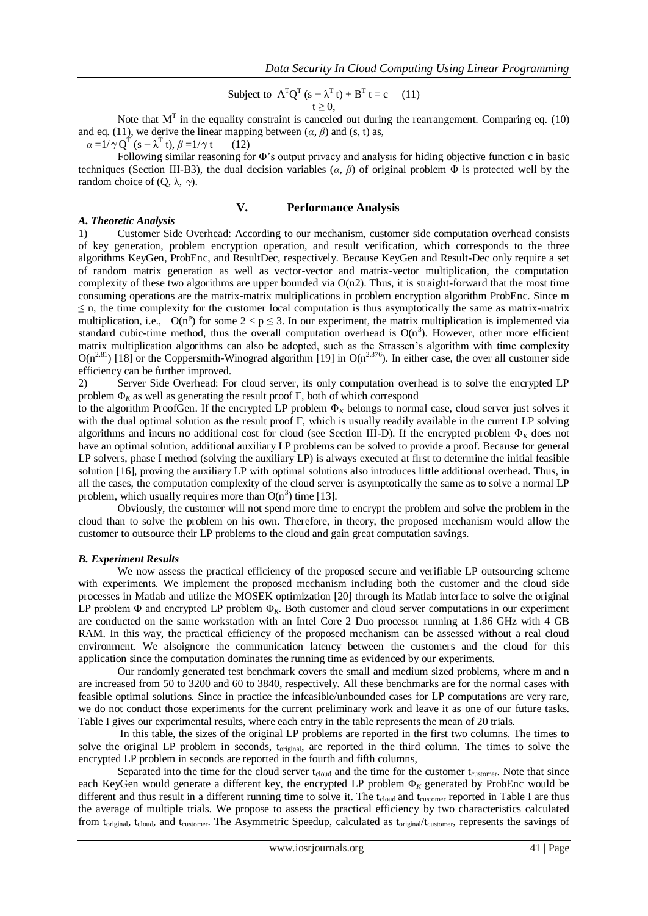$$\text{Subject to } A^T Q^T (s - \lambda^T t) + B^T t = c \quad (11)$$
$$t \geq 0,$$

Note that $M^T$ in the equality constraint is canceled out during the rearrangement. Comparing eq. (10) and eq. (11), we derive the linear mapping between ($\alpha$, $\beta$) and (s, t) as,

$$\alpha = 1/\gamma\, Q^T (s - \lambda^T t), \beta = 1/\gamma\, t \quad (12)$$

Following similar reasoning for Φ's output privacy and analysis for hiding objective function c in basic techniques (Section III-B3), the dual decision variables ($\alpha$, $\beta$) of original problem Φ is protected well by the random choice of (Q, λ, γ).

## V. Performance Analysis

### *A. Theoretic Analysis*

1) Customer Side Overhead: According to our mechanism, customer side computation overhead consists of key generation, problem encryption operation, and result verification, which corresponds to the three algorithms KeyGen, ProbEnc, and ResultDec, respectively. Because KeyGen and Result-Dec only require a set of random matrix generation as well as vector-vector and matrix-vector multiplication, the computation complexity of these two algorithms are upper bounded via O(n2). Thus, it is straight-forward that the most time consuming operations are the matrix-matrix multiplications in problem encryption algorithm ProbEnc. Since $m \leq n$, the time complexity for the customer local computation is thus asymptotically the same as matrix-matrix multiplication, i.e., $O(n^p)$ for some $2 < p \leq 3$. In our experiment, the matrix multiplication is implemented via standard cubic-time method, thus the overall computation overhead is $O(n^3)$. However, other more efficient matrix multiplication algorithms can also be adopted, such as the Strassen's algorithm with time complexity $O(n^{2.81})$ [18] or the Coppersmith-Winograd algorithm [19] in $O(n^{2.376})$. In either case, the over all customer side efficiency can be further improved.

2) Server Side Overhead: For cloud server, its only computation overhead is to solve the encrypted LP problem $\Phi_K$ as well as generating the result proof Γ, both of which correspond to the algorithm ProofGen. If the encrypted LP problem $\Phi_K$ belongs to normal case, cloud server just solves it with the dual optimal solution as the result proof Γ, which is usually readily available in the current LP solving algorithms and incurs no additional cost for cloud (see Section III-D). If the encrypted problem $\Phi_K$ does not have an optimal solution, additional auxiliary LP problems can be solved to provide a proof. Because for general LP solvers, phase I method (solving the auxiliary LP) is always executed at first to determine the initial feasible solution [16], proving the auxiliary LP with optimal solutions also introduces little additional overhead. Thus, in all the cases, the computation complexity of the cloud server is asymptotically the same as to solve a normal LP problem, which usually requires more than $O(n^3)$ time [13].

Obviously, the customer will not spend more time to encrypt the problem and solve the problem in the cloud than to solve the problem on his own. Therefore, in theory, the proposed mechanism would allow the customer to outsource their LP problems to the cloud and gain great computation savings.

### *B. Experiment Results*

We now assess the practical efficiency of the proposed secure and verifiable LP outsourcing scheme with experiments. We implement the proposed mechanism including both the customer and the cloud side processes in Matlab and utilize the MOSEK optimization [20] through its Matlab interface to solve the original LP problem Φ and encrypted LP problem $\Phi_K$. Both customer and cloud server computations in our experiment are conducted on the same workstation with an Intel Core 2 Duo processor running at 1.86 GHz with 4 GB RAM. In this way, the practical efficiency of the proposed mechanism can be assessed without a real cloud environment. We alsoignore the communication latency between the customers and the cloud for this application since the computation dominates the running time as evidenced by our experiments.

Our randomly generated test benchmark covers the small and medium sized problems, where m and n are increased from 50 to 3200 and 60 to 3840, respectively. All these benchmarks are for the normal cases with feasible optimal solutions. Since in practice the infeasible/unbounded cases for LP computations are very rare, we do not conduct those experiments for the current preliminary work and leave it as one of our future tasks. Table I gives our experimental results, where each entry in the table represents the mean of 20 trials.

In this table, the sizes of the original LP problems are reported in the first two columns. The times to solve the original LP problem in seconds, $t_{original}$, are reported in the third column. The times to solve the encrypted LP problem in seconds are reported in the fourth and fifth columns,

Separated into the time for the cloud server $t_{cloud}$ and the time for the customer $t_{customer}$. Note that since each KeyGen would generate a different key, the encrypted LP problem $\Phi_K$ generated by ProbEnc would be different and thus result in a different running time to solve it. The $t_{cloud}$ and $t_{customer}$ reported in Table I are thus the average of multiple trials. We propose to assess the practical efficiency by two characteristics calculated from $t_{original}$, $t_{cloud}$, and $t_{customer}$. The Asymmetric Speedup, calculated as $t_{original}/t_{customer}$, represents the savings of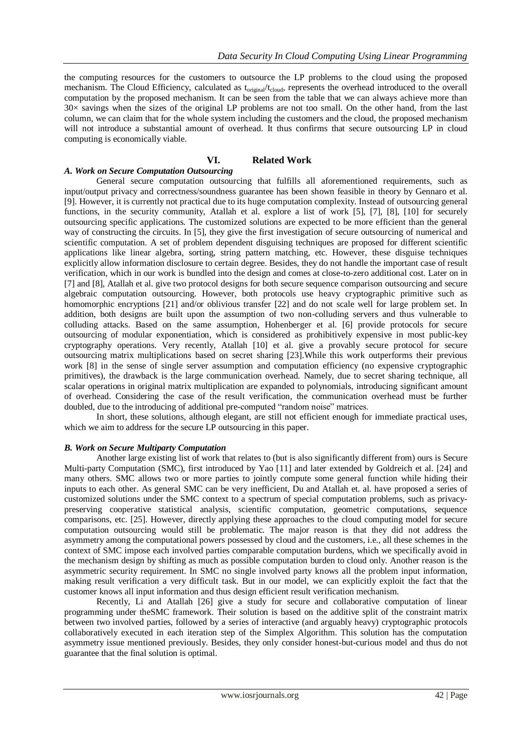the computing resources for the customers to outsource the LP problems to the cloud using the proposed mechanism. The Cloud Efficiency, calculated as $t_{original}/t_{cloud}$, represents the overhead introduced to the overall computation by the proposed mechanism. It can be seen from the table that we can always achieve more than 30× savings when the sizes of the original LP problems are not too small. On the other hand, from the last column, we can claim that for the whole system including the customers and the cloud, the proposed mechanism will not introduce a substantial amount of overhead. It thus confirms that secure outsourcing LP in cloud computing is economically viable.

## VI. Related Work

### *A. Work on Secure Computation Outsourcing*

General secure computation outsourcing that fulfills all aforementioned requirements, such as input/output privacy and correctness/soundness guarantee has been shown feasible in theory by Gennaro et al. [9]. However, it is currently not practical due to its huge computation complexity. Instead of outsourcing general functions, in the security community, Atallah et al. explore a list of work [5], [7], [8], [10] for securely outsourcing specific applications. The customized solutions are expected to be more efficient than the general way of constructing the circuits. In [5], they give the first investigation of secure outsourcing of numerical and scientific computation. A set of problem dependent disguising techniques are proposed for different scientific applications like linear algebra, sorting, string pattern matching, etc. However, these disguise techniques explicitly allow information disclosure to certain degree. Besides, they do not handle the important case of result verification, which in our work is bundled into the design and comes at close-to-zero additional cost. Later on in [7] and [8], Atallah et al. give two protocol designs for both secure sequence comparison outsourcing and secure algebraic computation outsourcing. However, both protocols use heavy cryptographic primitive such as homomorphic encryptions [21] and/or oblivious transfer [22] and do not scale well for large problem set. In addition, both designs are built upon the assumption of two non-colluding servers and thus vulnerable to colluding attacks. Based on the same assumption, Hohenberger et al. [6] provide protocols for secure outsourcing of modular exponentiation, which is considered as prohibitively expensive in most public-key cryptography operations. Very recently, Atallah [10] et al. give a provably secure protocol for secure outsourcing matrix multiplications based on secret sharing [23].While this work outperforms their previous work [8] in the sense of single server assumption and computation efficiency (no expensive cryptographic primitives), the drawback is the large communication overhead. Namely, due to secret sharing technique, all scalar operations in original matrix multiplication are expanded to polynomials, introducing significant amount of overhead. Considering the case of the result verification, the communication overhead must be further doubled, due to the introducing of additional pre-computed "random noise" matrices.

In short, these solutions, although elegant, are still not efficient enough for immediate practical uses, which we aim to address for the secure LP outsourcing in this paper.

### *B. Work on Secure Multiparty Computation*

Another large existing list of work that relates to (but is also significantly different from) ours is Secure Multi-party Computation (SMC), first introduced by Yao [11] and later extended by Goldreich et al. [24] and many others. SMC allows two or more parties to jointly compute some general function while hiding their inputs to each other. As general SMC can be very inefficient, Du and Atallah et. al. have proposed a series of customized solutions under the SMC context to a spectrum of special computation problems, such as privacy-preserving cooperative statistical analysis, scientific computation, geometric computations, sequence comparisons, etc. [25]. However, directly applying these approaches to the cloud computing model for secure computation outsourcing would still be problematic. The major reason is that they did not address the asymmetry among the computational powers possessed by cloud and the customers, i.e., all these schemes in the context of SMC impose each involved parties comparable computation burdens, which we specifically avoid in the mechanism design by shifting as much as possible computation burden to cloud only. Another reason is the asymmetric security requirement. In SMC no single involved party knows all the problem input information, making result verification a very difficult task. But in our model, we can explicitly exploit the fact that the customer knows all input information and thus design efficient result verification mechanism.

Recently, Li and Atallah [26] give a study for secure and collaborative computation of linear programming under theSMC framework. Their solution is based on the additive split of the constraint matrix between two involved parties, followed by a series of interactive (and arguably heavy) cryptographic protocols collaboratively executed in each iteration step of the Simplex Algorithm. This solution has the computation asymmetry issue mentioned previously. Besides, they only consider honest-but-curious model and thus do not guarantee that the final solution is optimal.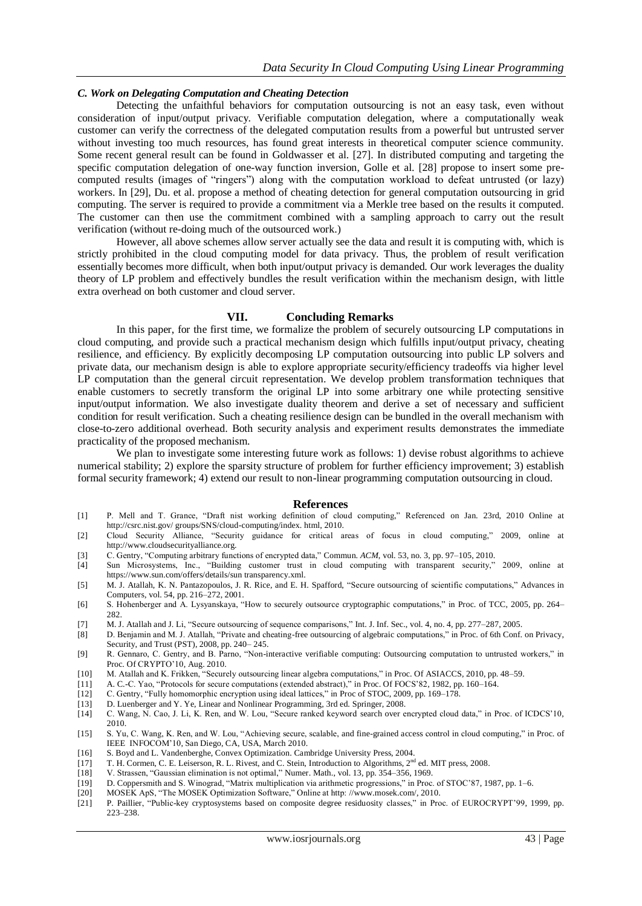### *C. Work on Delegating Computation and Cheating Detection*

Detecting the unfaithful behaviors for computation outsourcing is not an easy task, even without consideration of input/output privacy. Verifiable computation delegation, where a computationally weak customer can verify the correctness of the delegated computation results from a powerful but untrusted server without investing too much resources, has found great interests in theoretical computer science community. Some recent general result can be found in Goldwasser et al. [27]. In distributed computing and targeting the specific computation delegation of one-way function inversion, Golle et al. [28] propose to insert some pre-computed results (images of "ringers") along with the computation workload to defeat untrusted (or lazy) workers. In [29], Du. et al. propose a method of cheating detection for general computation outsourcing in grid computing. The server is required to provide a commitment via a Merkle tree based on the results it computed. The customer can then use the commitment combined with a sampling approach to carry out the result verification (without re-doing much of the outsourced work.)

However, all above schemes allow server actually see the data and result it is computing with, which is strictly prohibited in the cloud computing model for data privacy. Thus, the problem of result verification essentially becomes more difficult, when both input/output privacy is demanded. Our work leverages the duality theory of LP problem and effectively bundles the result verification within the mechanism design, with little extra overhead on both customer and cloud server.

## VII. Concluding Remarks

In this paper, for the first time, we formalize the problem of securely outsourcing LP computations in cloud computing, and provide such a practical mechanism design which fulfills input/output privacy, cheating resilience, and efficiency. By explicitly decomposing LP computation outsourcing into public LP solvers and private data, our mechanism design is able to explore appropriate security/efficiency tradeoffs via higher level LP computation than the general circuit representation. We develop problem transformation techniques that enable customers to secretly transform the original LP into some arbitrary one while protecting sensitive input/output information. We also investigate duality theorem and derive a set of necessary and sufficient condition for result verification. Such a cheating resilience design can be bundled in the overall mechanism with close-to-zero additional overhead. Both security analysis and experiment results demonstrates the immediate practicality of the proposed mechanism.

We plan to investigate some interesting future work as follows: 1) devise robust algorithms to achieve numerical stability; 2) explore the sparsity structure of problem for further efficiency improvement; 3) establish formal security framework; 4) extend our result to non-linear programming computation outsourcing in cloud.

## References

[1] P. Mell and T. Grance, "Draft nist working definition of cloud computing," Referenced on Jan. 23rd, 2010 Online at http://csrc.nist.gov/ groups/SNS/cloud-computing/index. html, 2010.

[2] Cloud Security Alliance, "Security guidance for critical areas of focus in cloud computing," 2009, online at http://www.cloudsecurityalliance.org.

[3] C. Gentry, "Computing arbitrary functions of encrypted data," Commun. *ACM*, vol. 53, no. 3, pp. 97–105, 2010.

[4] Sun Microsystems, Inc., "Building customer trust in cloud computing with transparent security," 2009, online at https://www.sun.com/offers/details/sun transparency.xml.

[5] M. J. Atallah, K. N. Pantazopoulos, J. R. Rice, and E. H. Spafford, "Secure outsourcing of scientific computations," Advances in Computers, vol. 54, pp. 216–272, 2001.

[6] S. Hohenberger and A. Lysyanskaya, "How to securely outsource cryptographic computations," in Proc. of TCC, 2005, pp. 264–282.

[7] M. J. Atallah and J. Li, "Secure outsourcing of sequence comparisons," Int. J. Inf. Sec., vol. 4, no. 4, pp. 277–287, 2005.

[8] D. Benjamin and M. J. Atallah, "Private and cheating-free outsourcing of algebraic computations," in Proc. of 6th Conf. on Privacy, Security, and Trust (PST), 2008, pp. 240– 245.

[9] R. Gennaro, C. Gentry, and B. Parno, "Non-interactive verifiable computing: Outsourcing computation to untrusted workers," in Proc. Of CRYPTO'10, Aug. 2010.

[10] M. Atallah and K. Frikken, "Securely outsourcing linear algebra computations," in Proc. Of ASIACCS, 2010, pp. 48–59.

[11] A. C.-C. Yao, "Protocols for secure computations (extended abstract)," in Proc. Of FOCS'82, 1982, pp. 160–164.

[12] C. Gentry, "Fully homomorphic encryption using ideal lattices," in Proc of STOC, 2009, pp. 169–178.

[13] D. Luenberger and Y. Ye, Linear and Nonlinear Programming, 3rd ed. Springer, 2008.

[14] C. Wang, N. Cao, J. Li, K. Ren, and W. Lou, "Secure ranked keyword search over encrypted cloud data," in Proc. of ICDCS'10, 2010.

[15] S. Yu, C. Wang, K. Ren, and W. Lou, "Achieving secure, scalable, and fine-grained access control in cloud computing," in Proc. of IEEE INFOCOM'10, San Diego, CA, USA, March 2010.

[16] S. Boyd and L. Vandenberghe, Convex Optimization. Cambridge University Press, 2004.

[17] T. H. Cormen, C. E. Leiserson, R. L. Rivest, and C. Stein, Introduction to Algorithms, 2nd ed. MIT press, 2008.

[18] V. Strassen, "Gaussian elimination is not optimal," Numer. Math., vol. 13, pp. 354–356, 1969.

[19] D. Coppersmith and S. Winograd, "Matrix multiplication via arithmetic progressions," in Proc. of STOC'87, 1987, pp. 1–6.

[20] MOSEK ApS, "The MOSEK Optimization Software," Online at http: //www.mosek.com/, 2010.

[21] P. Paillier, "Public-key cryptosystems based on composite degree residuosity classes," in Proc. of EUROCRYPT'99, 1999, pp. 223–238.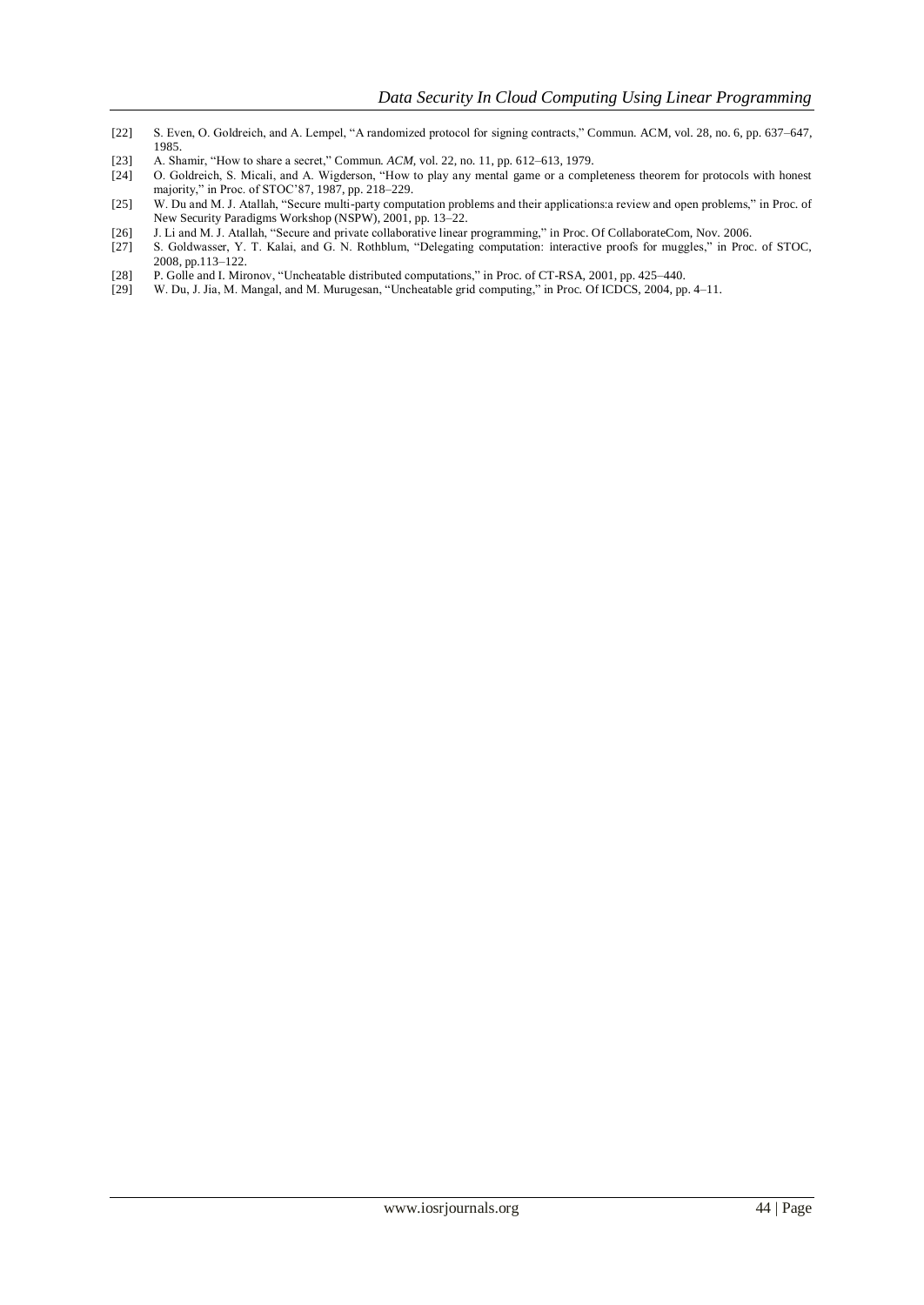[22] S. Even, O. Goldreich, and A. Lempel, "A randomized protocol for signing contracts," Commun. ACM, vol. 28, no. 6, pp. 637–647, 1985.

[23] A. Shamir, "How to share a secret," Commun. *ACM*, vol. 22, no. 11, pp. 612–613, 1979.

[24] O. Goldreich, S. Micali, and A. Wigderson, "How to play any mental game or a completeness theorem for protocols with honest majority," in Proc. of STOC'87, 1987, pp. 218–229.

[25] W. Du and M. J. Atallah, "Secure multi-party computation problems and their applications:a review and open problems," in Proc. of New Security Paradigms Workshop (NSPW), 2001, pp. 13–22.

[26] J. Li and M. J. Atallah, "Secure and private collaborative linear programming," in Proc. Of CollaborateCom, Nov. 2006.

[27] S. Goldwasser, Y. T. Kalai, and G. N. Rothblum, "Delegating computation: interactive proofs for muggles," in Proc. of STOC, 2008, pp.113–122.

[28] P. Golle and I. Mironov, "Uncheatable distributed computations," in Proc. of CT-RSA, 2001, pp. 425–440.

[29] W. Du, J. Jia, M. Mangal, and M. Murugesan, "Uncheatable grid computing," in Proc. Of ICDCS, 2004, pp. 4–11.